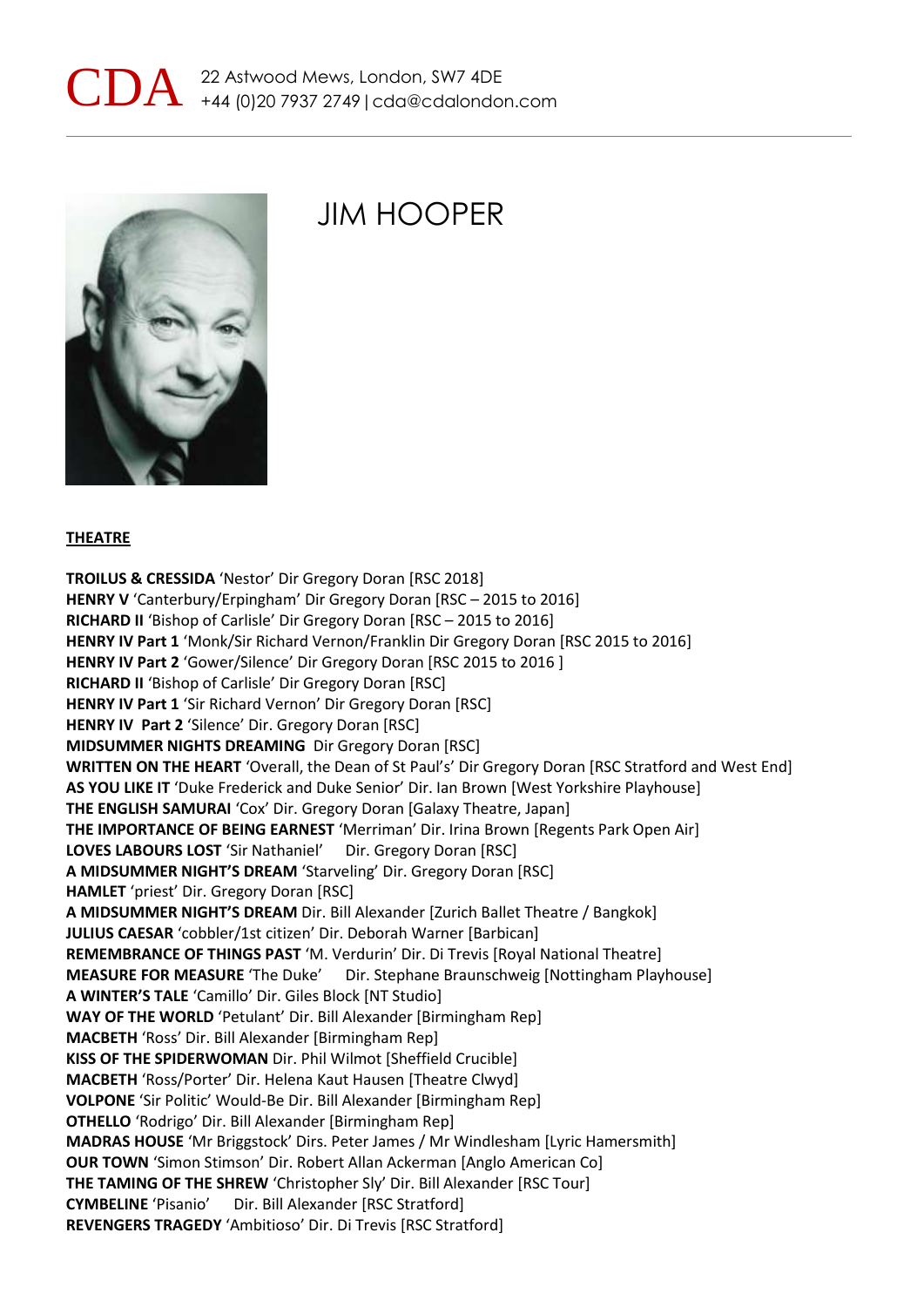CDA 22 Astwood Mews, London, SW7 4DE
+44 (0)20 7937 2749 | cda@cdalondon.com

# JIM HOOPER

## THEATRE

**TROILUS & CRESSIDA** 'Nestor' Dir Gregory Doran [RSC 2018]
**HENRY V** 'Canterbury/Erpingham' Dir Gregory Doran [RSC – 2015 to 2016]
**RICHARD II** 'Bishop of Carlisle' Dir Gregory Doran [RSC – 2015 to 2016]
**HENRY IV Part 1** 'Monk/Sir Richard Vernon/Franklin Dir Gregory Doran [RSC 2015 to 2016]
**HENRY IV Part 2** 'Gower/Silence' Dir Gregory Doran [RSC 2015 to 2016 ]
**RICHARD II** 'Bishop of Carlisle' Dir Gregory Doran [RSC]
**HENRY IV Part 1** 'Sir Richard Vernon' Dir Gregory Doran [RSC]
**HENRY IV Part 2** 'Silence' Dir. Gregory Doran [RSC]
**MIDSUMMER NIGHTS DREAMING** Dir Gregory Doran [RSC]
**WRITTEN ON THE HEART** 'Overall, the Dean of St Paul's' Dir Gregory Doran [RSC Stratford and West End]
**AS YOU LIKE IT** 'Duke Frederick and Duke Senior' Dir. Ian Brown [West Yorkshire Playhouse]
**THE ENGLISH SAMURAI** 'Cox' Dir. Gregory Doran [Galaxy Theatre, Japan]
**THE IMPORTANCE OF BEING EARNEST** 'Merriman' Dir. Irina Brown [Regents Park Open Air]
**LOVES LABOURS LOST** 'Sir Nathaniel' Dir. Gregory Doran [RSC]
**A MIDSUMMER NIGHT'S DREAM** 'Starveling' Dir. Gregory Doran [RSC]
**HAMLET** 'priest' Dir. Gregory Doran [RSC]
**A MIDSUMMER NIGHT'S DREAM** Dir. Bill Alexander [Zurich Ballet Theatre / Bangkok]
**JULIUS CAESAR** 'cobbler/1st citizen' Dir. Deborah Warner [Barbican]
**REMEMBRANCE OF THINGS PAST** 'M. Verdurin' Dir. Di Trevis [Royal National Theatre]
**MEASURE FOR MEASURE** 'The Duke' Dir. Stephane Braunschweig [Nottingham Playhouse]
**A WINTER'S TALE** 'Camillo' Dir. Giles Block [NT Studio]
**WAY OF THE WORLD** 'Petulant' Dir. Bill Alexander [Birmingham Rep]
**MACBETH** 'Ross' Dir. Bill Alexander [Birmingham Rep]
**KISS OF THE SPIDERWOMAN** Dir. Phil Wilmot [Sheffield Crucible]
**MACBETH** 'Ross/Porter' Dir. Helena Kaut Hausen [Theatre Clwyd]
**VOLPONE** 'Sir Politic' Would-Be Dir. Bill Alexander [Birmingham Rep]
**OTHELLO** 'Rodrigo' Dir. Bill Alexander [Birmingham Rep]
**MADRAS HOUSE** 'Mr Briggstock' Dirs. Peter James / Mr Windlesham [Lyric Hamersmith]
**OUR TOWN** 'Simon Stimson' Dir. Robert Allan Ackerman [Anglo American Co]
**THE TAMING OF THE SHREW** 'Christopher Sly' Dir. Bill Alexander [RSC Tour]
**CYMBELINE** 'Pisanio' Dir. Bill Alexander [RSC Stratford]
**REVENGERS TRAGEDY** 'Ambitioso' Dir. Di Trevis [RSC Stratford]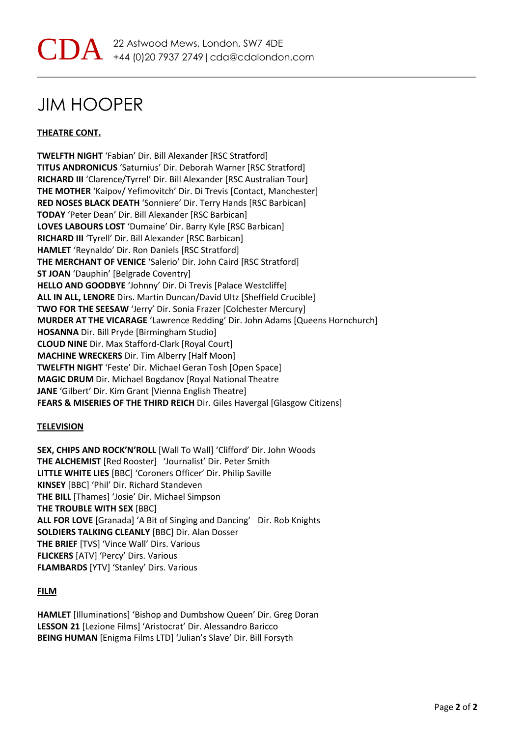CDA 22 Astwood Mews, London, SW7 4DE
+44 (0)20 7937 2749 | cda@cdalondon.com

# JIM HOOPER

**THEATRE CONT.**

**TWELFTH NIGHT** 'Fabian' Dir. Bill Alexander [RSC Stratford]
**TITUS ANDRONICUS** 'Saturnius' Dir. Deborah Warner [RSC Stratford]
**RICHARD III** 'Clarence/Tyrrel' Dir. Bill Alexander [RSC Australian Tour]
**THE MOTHER** 'Kaipov/ Yefimovitch' Dir. Di Trevis [Contact, Manchester]
**RED NOSES BLACK DEATH** 'Sonniere' Dir. Terry Hands [RSC Barbican]
**TODAY** 'Peter Dean' Dir. Bill Alexander [RSC Barbican]
**LOVES LABOURS LOST** 'Dumaine' Dir. Barry Kyle [RSC Barbican]
**RICHARD III** 'Tyrell' Dir. Bill Alexander [RSC Barbican]
**HAMLET** 'Reynaldo' Dir. Ron Daniels [RSC Stratford]
**THE MERCHANT OF VENICE** 'Salerio' Dir. John Caird [RSC Stratford]
**ST JOAN** 'Dauphin' [Belgrade Coventry]
**HELLO AND GOODBYE** 'Johnny' Dir. Di Trevis [Palace Westcliffe]
**ALL IN ALL, LENORE** Dirs. Martin Duncan/David Ultz [Sheffield Crucible]
**TWO FOR THE SEESAW** 'Jerry' Dir. Sonia Frazer [Colchester Mercury]
**MURDER AT THE VICARAGE** 'Lawrence Redding' Dir. John Adams [Queens Hornchurch]
**HOSANNA** Dir. Bill Pryde [Birmingham Studio]
**CLOUD NINE** Dir. Max Stafford-Clark [Royal Court]
**MACHINE WRECKERS** Dir. Tim Alberry [Half Moon]
**TWELFTH NIGHT** 'Feste' Dir. Michael Geran Tosh [Open Space]
**MAGIC DRUM** Dir. Michael Bogdanov [Royal National Theatre
**JANE** 'Gilbert' Dir. Kim Grant [Vienna English Theatre]
**FEARS & MISERIES OF THE THIRD REICH** Dir. Giles Havergal [Glasgow Citizens]

**TELEVISION**

**SEX, CHIPS AND ROCK'N'ROLL** [Wall To Wall] 'Clifford' Dir. John Woods
**THE ALCHEMIST** [Red Rooster] 'Journalist' Dir. Peter Smith
**LITTLE WHITE LIES** [BBC] 'Coroners Officer' Dir. Philip Saville
**KINSEY** [BBC] 'Phil' Dir. Richard Standeven
**THE BILL** [Thames] 'Josie' Dir. Michael Simpson
**THE TROUBLE WITH SEX** [BBC]
**ALL FOR LOVE** [Granada] 'A Bit of Singing and Dancing' Dir. Rob Knights
**SOLDIERS TALKING CLEANLY** [BBC] Dir. Alan Dosser
**THE BRIEF** [TVS] 'Vince Wall' Dirs. Various
**FLICKERS** [ATV] 'Percy' Dirs. Various
**FLAMBARDS** [YTV] 'Stanley' Dirs. Various

**FILM**

**HAMLET** [Illuminations] 'Bishop and Dumbshow Queen' Dir. Greg Doran
**LESSON 21** [Lezione Films] 'Aristocrat' Dir. Alessandro Baricco
**BEING HUMAN** [Enigma Films LTD] 'Julian's Slave' Dir. Bill Forsyth